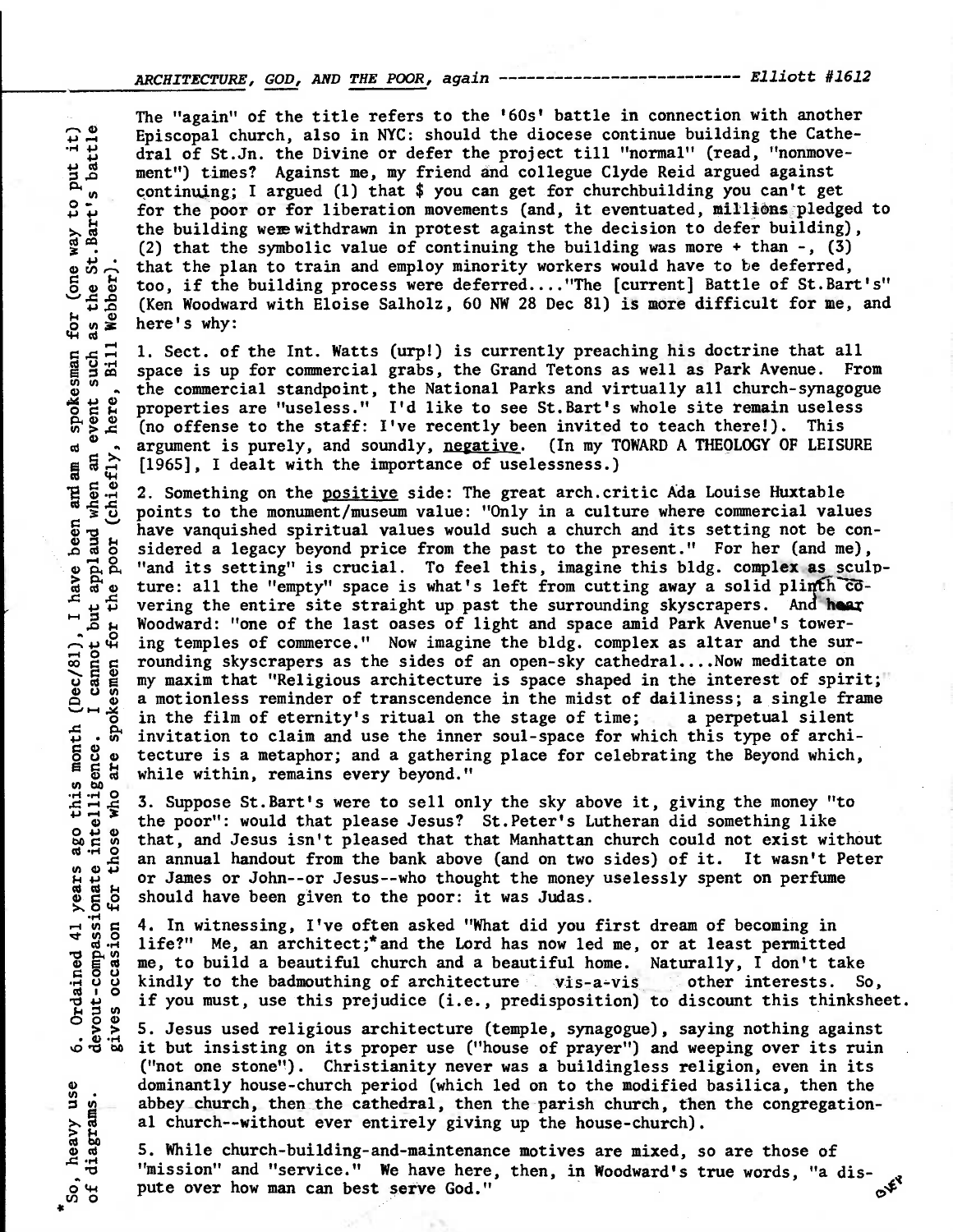*ARCHITECTURE, GOD, AND THE POOR, again* ------------------------- *Elliott #1612*

The "again" of the title refers to the '60s' battle in connection with another Episcopal church, also in NYC: should the diocese continue building the Cathedral of St.Jn. the Divine or defer the project till "normal" (read, "nonmovement") times? Against me, my friend and collegue Clyde Reid argued against continuing; I argued (1) that $ you can get for churchbuilding you can't get for the poor or for liberation movements (and, it eventuated, millions pledged to the building were withdrawn in protest against the decision to defer building), (2) that the symbolic value of continuing the building was more + than -, (3) that the plan to train and employ minority workers would have to be deferred, too, if the building process were deferred...."The [current] Battle of St.Bart's" (Ken Woodward with Eloise Salholz, 60 NW 28 Dec 81) is more difficult for me, and here's why:

1. Sect. of the Int. Watts (urp!) is currently preaching his doctrine that all space is up for commercial grabs, the Grand Tetons as well as Park Avenue. From the commercial standpoint, the National Parks and virtually all church-synagogue properties are "useless." I'd like to see St.Bart's whole site remain useless (no offense to the staff: I've recently been invited to teach there!). This argument is purely, and soundly, negative. (In my TOWARD A THEOLOGY OF LEISURE [1965], I dealt with the importance of uselessness.)

2. Something on the positive side: The great arch.critic Ada Louise Huxtable points to the monument/museum value: "Only in a culture where commercial values have vanquished spiritual values would such a church and its setting not be considered a legacy beyond price from the past to the present." For her (and me), "and its setting" is crucial. To feel this, imagine this bldg. complex as sculpture: all the "empty" space is what's left from cutting away a solid plinth covering the entire site straight up past the surrounding skyscrapers. And hear Woodward: "one of the last oases of light and space amid Park Avenue's towering temples of commerce." Now imagine the bldg. complex as altar and the surrounding skyscrapers as the sides of an open-sky cathedral....Now meditate on my maxim that "Religious architecture is space shaped in the interest of spirit; a motionless reminder of transcendence in the midst of dailiness; a single frame in the film of eternity's ritual on the stage of time; a perpetual silent invitation to claim and use the inner soul-space for which this type of architecture is a metaphor; and a gathering place for celebrating the Beyond which, while within, remains every beyond."

3. Suppose St.Bart's were to sell only the sky above it, giving the money "to the poor": would that please Jesus? St.Peter's Lutheran did something like that, and Jesus isn't pleased that that Manhattan church could not exist without an annual handout from the bank above (and on two sides) of it. It wasn't Peter or James or John--or Jesus--who thought the money uselessly spent on perfume should have been given to the poor: it was Judas.

4. In witnessing, I've often asked "What did you first dream of becoming in life?" Me, an architect;* and the Lord has now led me, or at least permitted me, to build a beautiful church and a beautiful home. Naturally, I don't take kindly to the badmouthing of architecture vis-a-vis other interests. So, if you must, use this prejudice (i.e., predisposition) to discount this thinksheet.

5. Jesus used religious architecture (temple, synagogue), saying nothing against it but insisting on its proper use ("house of prayer") and weeping over its ruin ("not one stone"). Christianity never was a buildingless religion, even in its dominantly house-church period (which led on to the modified basilica, then the abbey church, then the cathedral, then the parish church, then the congregational church--without ever entirely giving up the house-church).

5. While church-building-and-maintenance motives are mixed, so are those of "mission" and "service." We have here, then, in Woodward's true words, "a dispute over how man can best serve God."

6. Ordained 41 years ago this month (Dec/81), I have been and am a spokesman for (one way to put it) devout-compassionate intelligence. I cannot but applaud when an event such as the St.Bart's battle gives occasion for those who are spokesmen for the poor (chiefly, here, Bill Webber).

*So, heavy use of diagrams.

over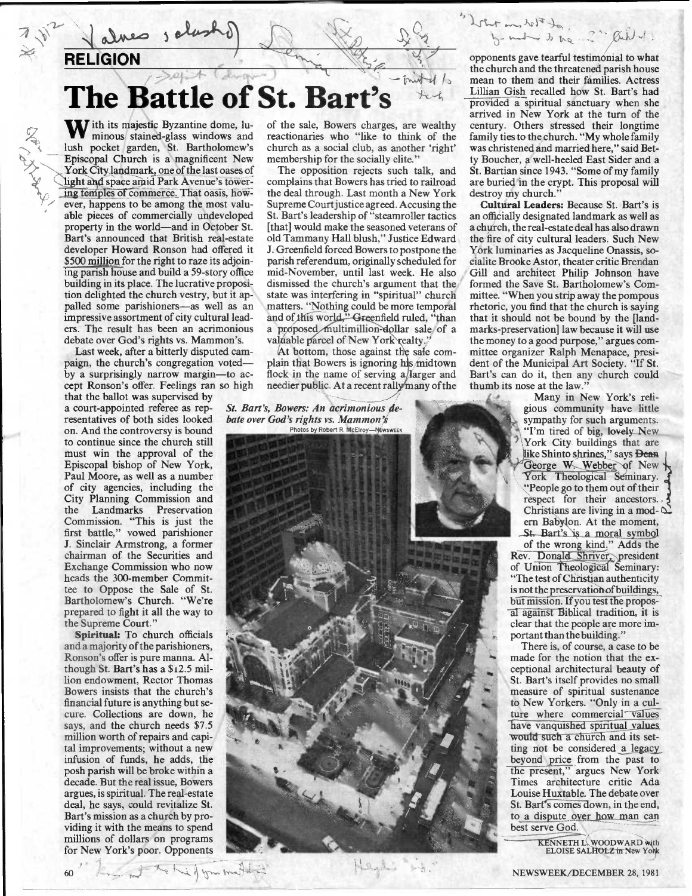RELIGION

# The Battle of St. Bart's

With its majestic Byzantine dome, luminous stained-glass windows and lush pocket garden, St. Bartholomew's Episcopal Church is a magnificent New York City landmark, one of the last oases of light and space amid Park Avenue's towering temples of commerce. That oasis, however, happens to be among the most valuable pieces of commercially undeveloped property in the world—and in October St. Bart's announced that British real-estate developer Howard Ronson had offered it $500 million for the right to raze its adjoining parish house and build a 59-story office building in its place. The lucrative proposition delighted the church vestry, but it appalled some parishioners—as well as an impressive assortment of city cultural leaders. The result has been an acrimonious debate over God's rights vs. Mammon's.

Last week, after a bitterly disputed campaign, the church's congregation voted—by a surprisingly narrow margin—to accept Ronson's offer. Feelings ran so high that the ballot was supervised by a court-appointed referee as representatives of both sides looked on. And the controversy is bound to continue since the church still must win the approval of the Episcopal bishop of New York, Paul Moore, as well as a number of city agencies, including the City Planning Commission and the Landmarks Preservation Commission. "This is just the first battle," vowed parishioner J. Sinclair Armstrong, a former chairman of the Securities and Exchange Commission who now heads the 300-member Committee to Oppose the Sale of St. Bartholomew's Church. "We're prepared to fight it all the way to the Supreme Court."

**Spiritual:** To church officials and a majority of the parishioners, Ronson's offer is pure manna. Although St. Bart's has a $12.5 million endowment, Rector Thomas Bowers insists that the church's financial future is anything but secure. Collections are down, he says, and the church needs $7.5 million worth of repairs and capital improvements; without a new infusion of funds, he adds, the posh parish will be broke within a decade. But the real issue, Bowers argues, is spiritual. The real-estate deal, he says, could revitalize St. Bart's mission as a church by providing it with the means to spend millions of dollars on programs for New York's poor. Opponents of the sale, Bowers charges, are wealthy reactionaries who "like to think of the church as a social club, as another 'right' membership for the socially elite."

The opposition rejects such talk, and complains that Bowers has tried to railroad the deal through. Last month a New York Supreme Court justice agreed. Accusing the St. Bart's leadership of "steamroller tactics [that] would make the seasoned veterans of old Tammany Hall blush," Justice Edward J. Greenfield forced Bowers to postpone the parish referendum, originally scheduled for mid-November, until last week. He also dismissed the church's argument that the state was interfering in "spiritual" church matters. "Nothing could be more temporal and of this world," Greenfield ruled, "than a proposed multimillion-dollar sale of a valuable parcel of New York realty."

At bottom, those against the sale complain that Bowers is ignoring his midtown flock in the name of serving a larger and needier public. At a recent rally many of the opponents gave tearful testimonial to what the church and the threatened parish house mean to them and their families. Actress Lillian Gish recalled how St. Bart's had provided a spiritual sanctuary when she arrived in New York at the turn of the century. Others stressed their longtime family ties to the church. "My whole family was christened and married here," said Betty Boucher, a well-heeled East Sider and a St. Bartian since 1943. "Some of my family are buried in the crypt. This proposal will destroy my church."

*St. Bart's, Bowers: An acrimonious debate over God's rights vs. Mammon's*

Photos by Robert R. McElroy—NEWSWEEK

**Cultural Leaders:** Because St. Bart's is an officially designated landmark as well as a church, the real-estate deal has also drawn the fire of city cultural leaders. Such New York luminaries as Jacqueline Onassis, socialite Brooke Astor, theater critic Brendan Gill and architect Philip Johnson have formed the Save St. Bartholomew's Committee. "When you strip away the pompous rhetoric, you find that the church is saying that it should not be bound by the [landmarks-preservation] law because it will use the money to a good purpose," argues committee organizer Ralph Menapace, president of the Municipal Art Society. "If St. Bart's can do it, then any church could thumb its nose at the law."

Many in New York's religious community have little sympathy for such arguments. "I'm tired of big, lovely New York City buildings that are like Shinto shrines," says Dean George W. Webber of New York Theological Seminary. "People go to them out of their respect for their ancestors. Christians are living in a modern Babylon. At the moment, St. Bart's is a moral symbol of the wrong kind." Adds the Rev. Donald Shriver, president of Union Theological Seminary: "The test of Christian authenticity is not the preservation of buildings, but mission. If you test the proposal against Biblical tradition, it is clear that the people are more important than the building."

There is, of course, a case to be made for the notion that the exceptional architectural beauty of St. Bart's itself provides no small measure of spiritual sustenance to New Yorkers. "Only in a culture where commercial values have vanquished spiritual values would such a church and its setting not be considered a legacy beyond price from the past to the present," argues New York Times architecture critic Ada Louise Huxtable. The debate over St. Bart's comes down, in the end, to a dispute over how man can best serve God.

KENNETH L. WOODWARD with ELOISE SALHOLZ in New York